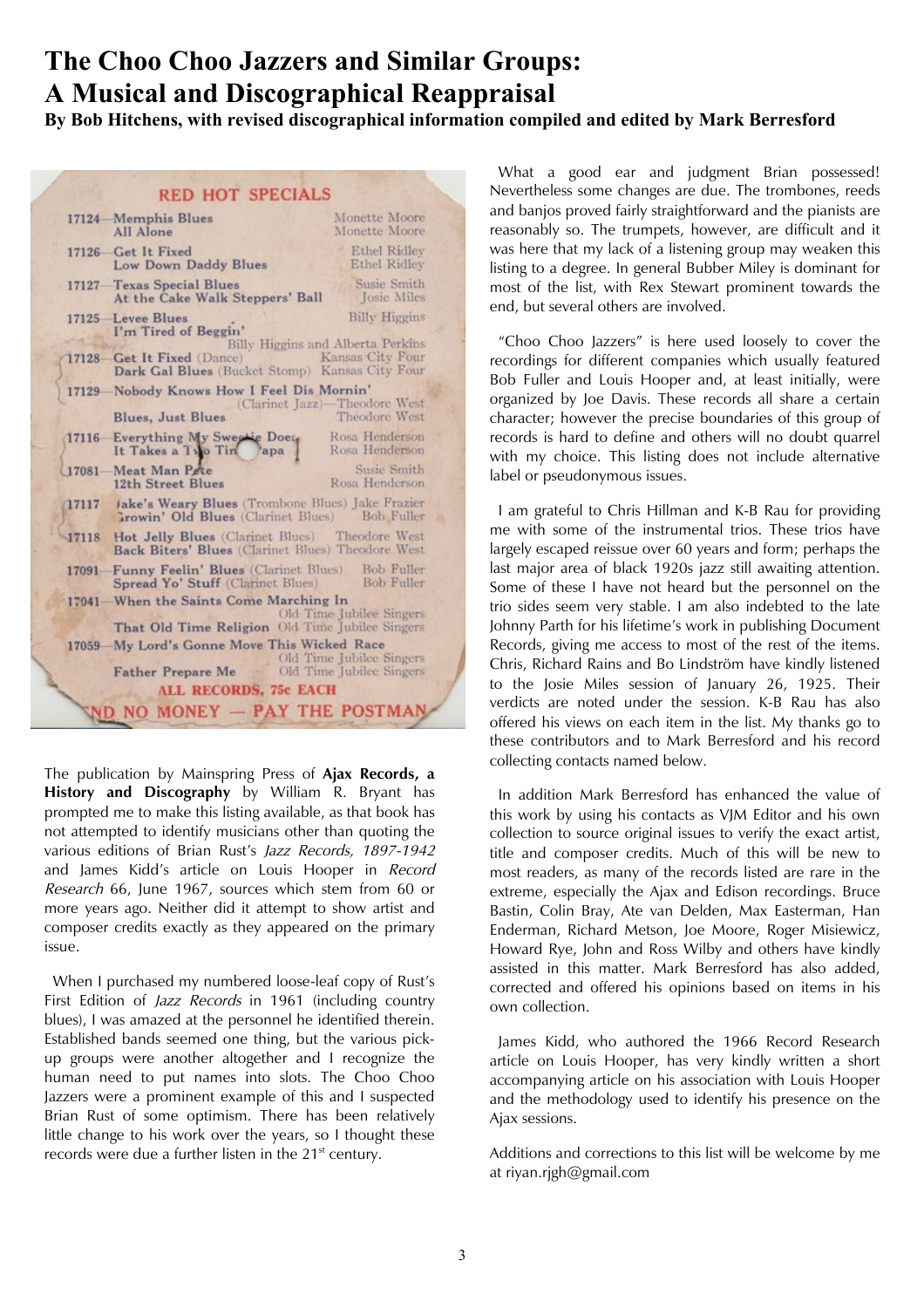# The Choo Choo Jazzers and Similar Groups: A Musical and Discographical Reappraisal

**By Bob Hitchens, with revised discographical information compiled and edited by Mark Berresford**

RED HOT SPECIALS

| | | |
|---|---|---|
| 17124 | Memphis Blues | Monette Moore |
| | All Alone | Monette Moore |
| 17126 | Get It Fixed | Ethel Ridley |
| | Low Down Daddy Blues | Ethel Ridley |
| 17127 | Texas Special Blues | Susie Smith |
| | At the Cake Walk Steppers' Ball | Josie Miles |
| 17125 | Levee Blues | Billy Higgins |
| | I'm Tired of Beggin' | Billy Higgins and Alberta Perkins |
| 17128 | Get It Fixed (Dance) | Kansas City Four |
| | Dark Gal Blues (Bucket Stomp) | Kansas City Four |
| 17129 | Nobody Knows How I Feel Dis Mornin' (Clarinet Jazz) | Theodore West |
| | Blues, Just Blues | Theodore West |
| 17116 | Everything My Sweetie Does | Rosa Henderson |
| | It Takes a Two Time Papa | Rosa Henderson |
| 17081 | Meat Man Pete | Susie Smith |
| | 12th Street Blues | Rosa Henderson |
| 17117 | Jake's Weary Blues (Trombone Blues) | Jake Frazier |
| | Growin' Old Blues (Clarinet Blues) | Bob Fuller |
| 17118 | Hot Jelly Blues (Clarinet Blues) | Theodore West |
| | Back Biters' Blues (Clarinet Blues) | Theodore West |
| 17091 | Funny Feelin' Blues (Clarinet Blues) | Bob Fuller |
| | Spread Yo' Stuff (Clarinet Blues) | Bob Fuller |
| 17041 | When the Saints Come Marching In | Old Time Jubilee Singers |
| | That Old Time Religion | Old Time Jubilee Singers |
| 17059 | My Lord's Gonne Move This Wicked Race | Old Time Jubilee Singers |
| | Father Prepare Me | Old Time Jubilee Singers |

ALL RECORDS, 75c EACH

SEND NO MONEY — PAY THE POSTMAN

The publication by Mainspring Press of **Ajax Records, a History and Discography** by William R. Bryant has prompted me to make this listing available, as that book has not attempted to identify musicians other than quoting the various editions of Brian Rust's *Jazz Records, 1897-1942* and James Kidd's article on Louis Hooper in *Record Research* 66, June 1967, sources which stem from 60 or more years ago. Neither did it attempt to show artist and composer credits exactly as they appeared on the primary issue.

When I purchased my numbered loose-leaf copy of Rust's First Edition of *Jazz Records* in 1961 (including country blues), I was amazed at the personnel he identified therein. Established bands seemed one thing, but the various pick-up groups were another altogether and I recognize the human need to put names into slots. The Choo Choo Jazzers were a prominent example of this and I suspected Brian Rust of some optimism. There has been relatively little change to his work over the years, so I thought these records were due a further listen in the 21st century.

What a good ear and judgment Brian possessed! Nevertheless some changes are due. The trombones, reeds and banjos proved fairly straightforward and the pianists are reasonably so. The trumpets, however, are difficult and it was here that my lack of a listening group may weaken this listing to a degree. In general Bubber Miley is dominant for most of the list, with Rex Stewart prominent towards the end, but several others are involved.

"Choo Choo Jazzers" is here used loosely to cover the recordings for different companies which usually featured Bob Fuller and Louis Hooper and, at least initially, were organized by Joe Davis. These records all share a certain character; however the precise boundaries of this group of records is hard to define and others will no doubt quarrel with my choice. This listing does not include alternative label or pseudonymous issues.

I am grateful to Chris Hillman and K-B Rau for providing me with some of the instrumental trios. These trios have largely escaped reissue over 60 years and form; perhaps the last major area of black 1920s jazz still awaiting attention. Some of these I have not heard but the personnel on the trio sides seem very stable. I am also indebted to the late Johnny Parth for his lifetime's work in publishing Document Records, giving me access to most of the rest of the items. Chris, Richard Rains and Bo Lindström have kindly listened to the Josie Miles session of January 26, 1925. Their verdicts are noted under the session. K-B Rau has also offered his views on each item in the list. My thanks go to these contributors and to Mark Berresford and his record collecting contacts named below.

In addition Mark Berresford has enhanced the value of this work by using his contacts as VJM Editor and his own collection to source original issues to verify the exact artist, title and composer credits. Much of this will be new to most readers, as many of the records listed are rare in the extreme, especially the Ajax and Edison recordings. Bruce Bastin, Colin Bray, Ate van Delden, Max Easterman, Han Enderman, Richard Metson, Joe Moore, Roger Misiewicz, Howard Rye, John and Ross Wilby and others have kindly assisted in this matter. Mark Berresford has also added, corrected and offered his opinions based on items in his own collection.

James Kidd, who authored the 1966 Record Research article on Louis Hooper, has very kindly written a short accompanying article on his association with Louis Hooper and the methodology used to identify his presence on the Ajax sessions.

Additions and corrections to this list will be welcome by me at riyan.rjgh@gmail.com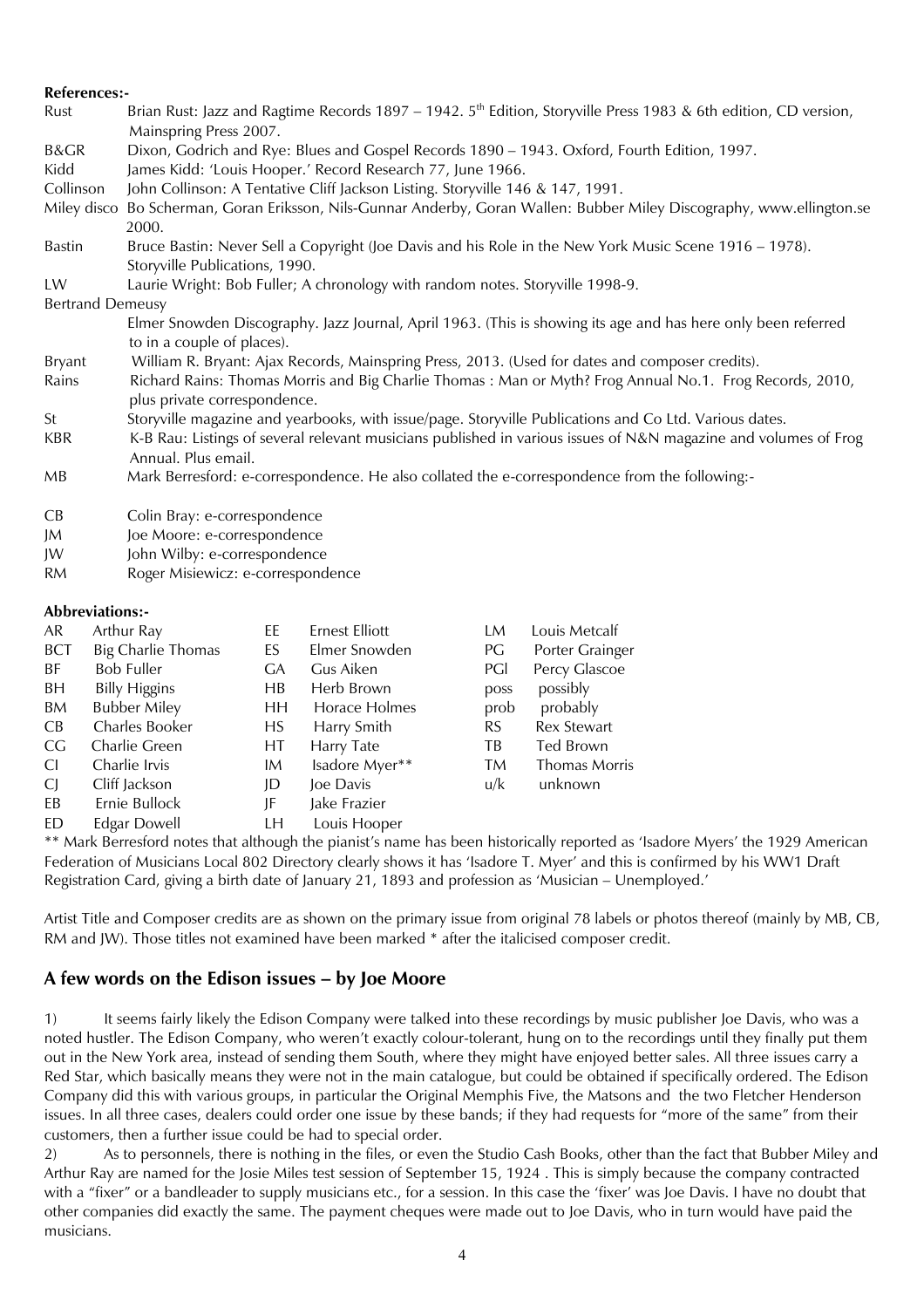**References:-**

| | |
|---|---|
| Rust | Brian Rust: Jazz and Ragtime Records 1897 – 1942. 5th Edition, Storyville Press 1983 & 6th edition, CD version, Mainspring Press 2007. |
| B&GR | Dixon, Godrich and Rye: Blues and Gospel Records 1890 – 1943. Oxford, Fourth Edition, 1997. |
| Kidd | James Kidd: 'Louis Hooper.' Record Research 77, June 1966. |
| Collinson | John Collinson: A Tentative Cliff Jackson Listing. Storyville 146 & 147, 1991. |
| Miley disco | Bo Scherman, Goran Eriksson, Nils-Gunnar Anderby, Goran Wallen: Bubber Miley Discography, www.ellington.se 2000. |
| Bastin | Bruce Bastin: Never Sell a Copyright (Joe Davis and his Role in the New York Music Scene 1916 – 1978). Storyville Publications, 1990. |
| LW | Laurie Wright: Bob Fuller; A chronology with random notes. Storyville 1998-9. |
| Bertrand Demeusy | Elmer Snowden Discography. Jazz Journal, April 1963. (This is showing its age and has here only been referred to in a couple of places). |
| Bryant | William R. Bryant: Ajax Records, Mainspring Press, 2013. (Used for dates and composer credits). |
| Rains | Richard Rains: Thomas Morris and Big Charlie Thomas : Man or Myth? Frog Annual No.1. Frog Records, 2010, plus private correspondence. |
| St | Storyville magazine and yearbooks, with issue/page. Storyville Publications and Co Ltd. Various dates. |
| KBR | K-B Rau: Listings of several relevant musicians published in various issues of N&N magazine and volumes of Frog Annual. Plus email. |
| MB | Mark Berresford: e-correspondence. He also collated the e-correspondence from the following:- |
| CB | Colin Bray: e-correspondence |
| JM | Joe Moore: e-correspondence |
| JW | John Wilby: e-correspondence |
| RM | Roger Misiewicz: e-correspondence |

**Abbreviations:-**

| | | | | | |
|---|---|---|---|---|---|
| AR | Arthur Ray | EE | Ernest Elliott | LM | Louis Metcalf |
| BCT | Big Charlie Thomas | ES | Elmer Snowden | PG | Porter Grainger |
| BF | Bob Fuller | GA | Gus Aiken | PGl | Percy Glascoe |
| BH | Billy Higgins | HB | Herb Brown | poss | possibly |
| BM | Bubber Miley | HH | Horace Holmes | prob | probably |
| CB | Charles Booker | HS | Harry Smith | RS | Rex Stewart |
| CG | Charlie Green | HT | Harry Tate | TB | Ted Brown |
| CI | Charlie Irvis | IM | Isadore Myer** | TM | Thomas Morris |
| CJ | Cliff Jackson | JD | Joe Davis | u/k | unknown |
| EB | Ernie Bullock | JF | Jake Frazier | | |
| ED | Edgar Dowell | LH | Louis Hooper | | |

** Mark Berresford notes that although the pianist's name has been historically reported as 'Isadore Myers' the 1929 American Federation of Musicians Local 802 Directory clearly shows it has 'Isadore T. Myer' and this is confirmed by his WW1 Draft Registration Card, giving a birth date of January 21, 1893 and profession as 'Musician – Unemployed.'

Artist Title and Composer credits are as shown on the primary issue from original 78 labels or photos thereof (mainly by MB, CB, RM and JW). Those titles not examined have been marked * after the italicised composer credit.

## A few words on the Edison issues – by Joe Moore

1) It seems fairly likely the Edison Company were talked into these recordings by music publisher Joe Davis, who was a noted hustler. The Edison Company, who weren't exactly colour-tolerant, hung on to the recordings until they finally put them out in the New York area, instead of sending them South, where they might have enjoyed better sales. All three issues carry a Red Star, which basically means they were not in the main catalogue, but could be obtained if specifically ordered. The Edison Company did this with various groups, in particular the Original Memphis Five, the Matsons and the two Fletcher Henderson issues. In all three cases, dealers could order one issue by these bands; if they had requests for "more of the same" from their customers, then a further issue could be had to special order.

2) As to personnels, there is nothing in the files, or even the Studio Cash Books, other than the fact that Bubber Miley and Arthur Ray are named for the Josie Miles test session of September 15, 1924 . This is simply because the company contracted with a "fixer" or a bandleader to supply musicians etc., for a session. In this case the 'fixer' was Joe Davis. I have no doubt that other companies did exactly the same. The payment cheques were made out to Joe Davis, who in turn would have paid the musicians.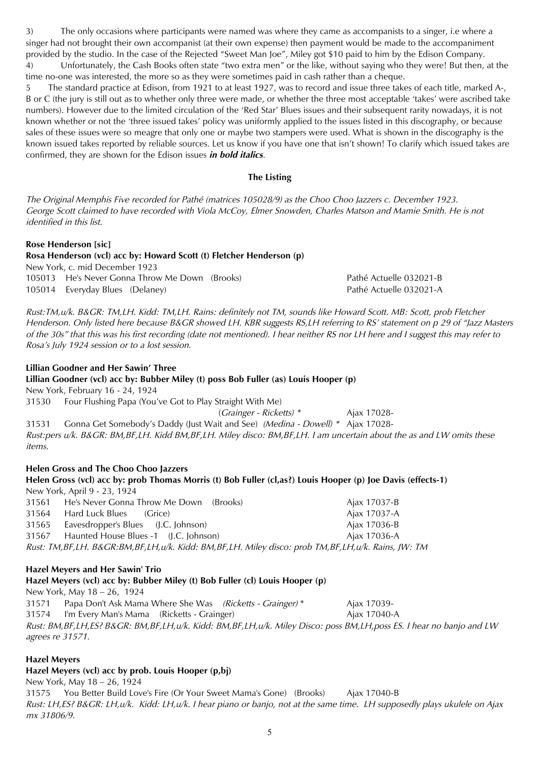3) The only occasions where participants were named was where they came as accompanists to a singer, i.e where a singer had not brought their own accompanist (at their own expense) then payment would be made to the accompaniment provided by the studio. In the case of the Rejected "Sweet Man Joe", Miley got $10 paid to him by the Edison Company.

4) Unfortunately, the Cash Books often state "two extra men" or the like, without saying who they were! But then, at the time no-one was interested, the more so as they were sometimes paid in cash rather than a cheque.

5 The standard practice at Edison, from 1921 to at least 1927, was to record and issue three takes of each title, marked A-, B or C (the jury is still out as to whether only three were made, or whether the three most acceptable 'takes' were ascribed take numbers). However due to the limited circulation of the 'Red Star' Blues issues and their subsequent rarity nowadays, it is not known whether or not the 'three issued takes' policy was uniformly applied to the issues listed in this discography, or because sales of these issues were so meagre that only one or maybe two stampers were used. What is shown in the discography is the known issued takes reported by reliable sources. Let us know if you have one that isn't shown! To clarify which issued takes are confirmed, they are shown for the Edison issues ***in bold italics***.

## The Listing

*The Original Memphis Five recorded for Pathé (matrices 105028/9) as the Choo Choo Jazzers c. December 1923. George Scott claimed to have recorded with Viola McCoy, Elmer Snowden, Charles Matson and Mamie Smith. He is not identified in this list.*

**Rose Henderson [sic]**
**Rosa Henderson (vcl) acc by: Howard Scott (t) Fletcher Henderson (p)**
New York, c. mid December 1923

| | | |
|---|---|---|
| 105013 | He's Never Gonna Throw Me Down (Brooks) | Pathé Actuelle 032021-B |
| 105014 | Everyday Blues (Delaney) | Pathé Actuelle 032021-A |

*Rust:TM,u/k. B&GR: TM,LH. Kidd: TM,LH. Rains: definitely not TM, sounds like Howard Scott. MB: Scott, prob Fletcher Henderson. Only listed here because B&GR showed LH. KBR suggests RS,LH referring to RS' statement on p 29 of "Jazz Masters of the 30s" that this was his first recording (date not mentioned). I hear neither RS nor LH here and I suggest this may refer to Rosa's July 1924 session or to a lost session.*

**Lillian Goodner and Her Sawin' Three**
**Lillian Goodner (vcl) acc by: Bubber Miley (t) poss Bob Fuller (as) Louis Hooper (p)**
New York, February 16 - 24, 1924

| | | |
|---|---|---|
| 31530 | Four Flushing Papa (You've Got to Play Straight With Me) (*Grainger - Ricketts*) * | Ajax 17028- |
| 31531 | Gonna Get Somebody's Daddy (Just Wait and See) *(Medina - Dowell)* * | Ajax 17028- |

*Rust:pers u/k. B&GR: BM,BF,LH. Kidd BM,BF,LH. Miley disco: BM,BF,LH. I am uncertain about the as and LW omits these items.*

**Helen Gross and The Choo Choo Jazzers**
**Helen Gross (vcl) acc by: prob Thomas Morris (t) Bob Fuller (cl,as?) Louis Hooper (p) Joe Davis (effects-1)**
New York, April 9 - 23, 1924

| | | |
|---|---|---|
| 31561 | He's Never Gonna Throw Me Down (Brooks) | Ajax 17037-B |
| 31564 | Hard Luck Blues (Grice) | Ajax 17037-A |
| 31565 | Eavesdropper's Blues (J.C. Johnson) | Ajax 17036-B |
| 31567 | Haunted House Blues -1 (J.C. Johnson) | Ajax 17036-A |

*Rust: TM,BF,LH. B&GR:BM,BF,LH,u/k. Kidd: BM,BF,LH. Miley disco: prob TM,BF,LH,u/k. Rains, JW: TM*

**Hazel Meyers and Her Sawin' Trio**
**Hazel Meyers (vcl) acc by: Bubber Miley (t) Bob Fuller (cl) Louis Hooper (p)**
New York, May 18 – 26, 1924

| | | |
|---|---|---|
| 31571 | Papa Don't Ask Mama Where She Was *(Ricketts - Grainger)* * | Ajax 17039- |
| 31574 | I'm Every Man's Mama (Ricketts - Grainger) | Ajax 17040-A |

*Rust: BM,BF,LH,ES? B&GR: BM,BF,LH,u/k. Kidd: BM,BF,LH,u/k. Miley Disco: poss BM,LH,poss ES. I hear no banjo and LW agrees re 31571.*

**Hazel Meyers**
**Hazel Meyers (vcl) acc by prob. Louis Hooper (p,bj)**
New York, May 18 – 26, 1924

| | | |
|---|---|---|
| 31575 | You Better Build Love's Fire (Or Your Sweet Mama's Gone) (Brooks) | Ajax 17040-B |

*Rust: LH,ES? B&GR: LH,u/k. Kidd: LH,u/k. I hear piano or banjo, not at the same time. LH supposedly plays ukulele on Ajax mx 31806/9.*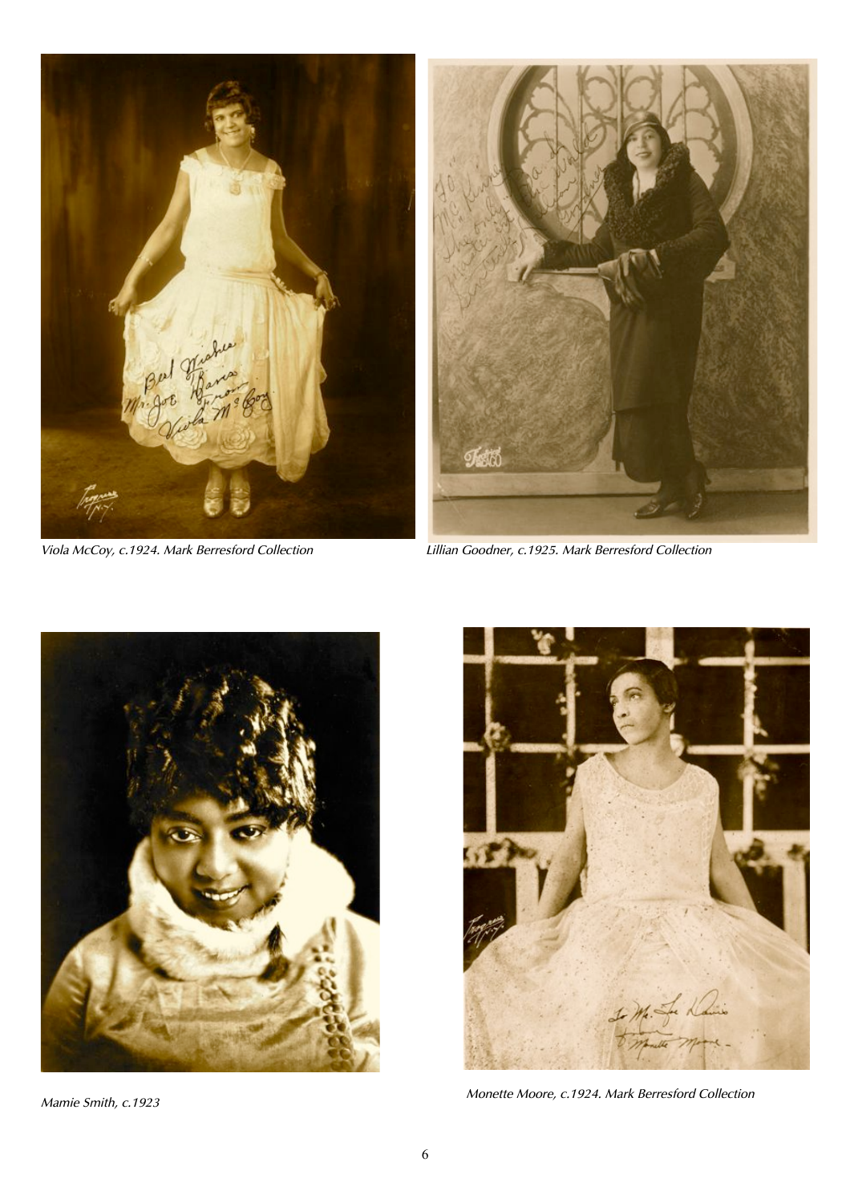*Viola McCoy, c.1924. Mark Berresford Collection*

*Lillian Goodner, c.1925. Mark Berresford Collection*

*Mamie Smith, c.1923*

*Monette Moore, c.1924. Mark Berresford Collection*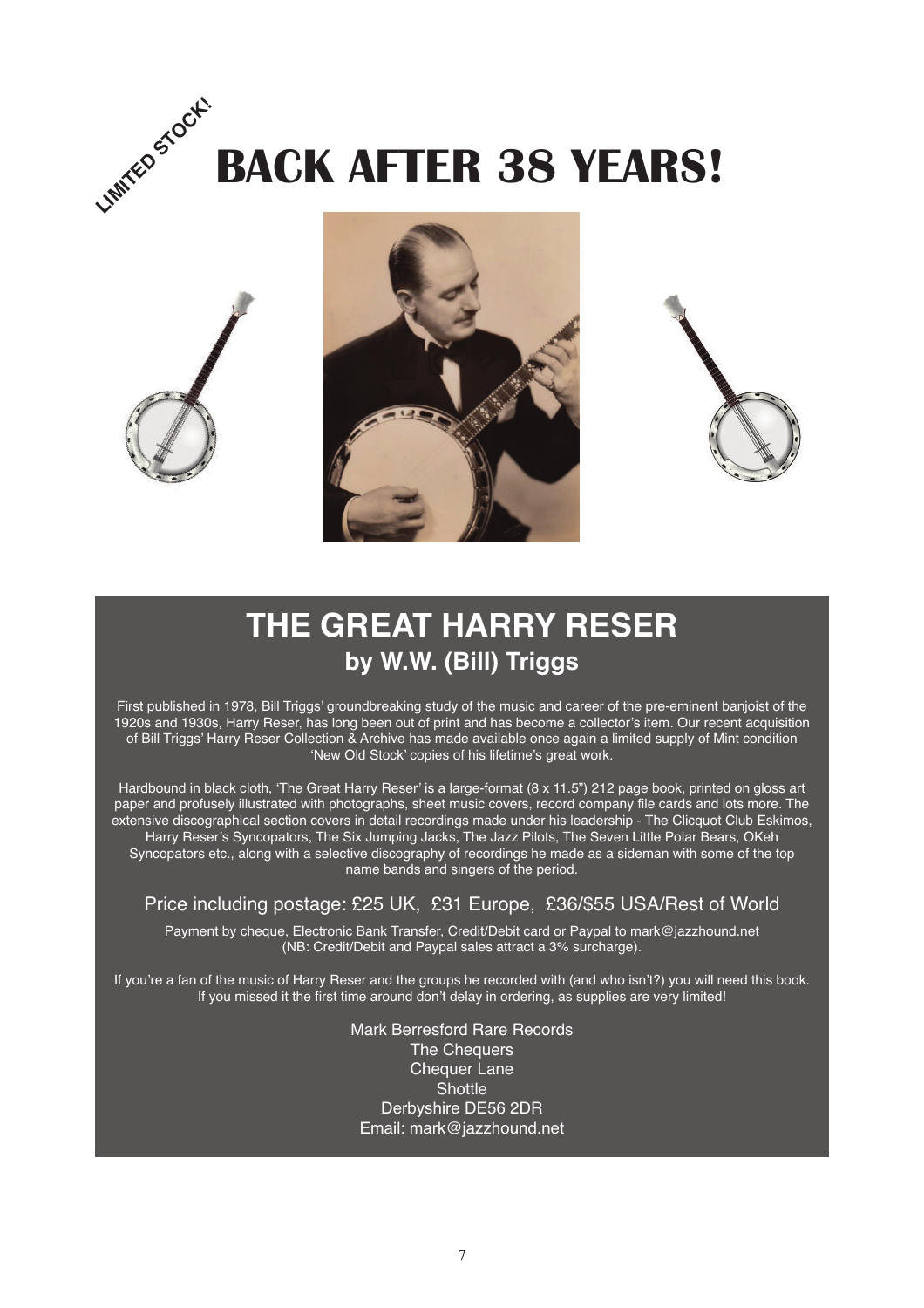LIMITED STOCK!

# BACK AFTER 38 YEARS!

## THE GREAT HARRY RESER

### by W.W. (Bill) Triggs

First published in 1978, Bill Triggs' groundbreaking study of the music and career of the pre-eminent banjoist of the 1920s and 1930s, Harry Reser, has long been out of print and has become a collector's item. Our recent acquisition of Bill Triggs' Harry Reser Collection & Archive has made available once again a limited supply of Mint condition 'New Old Stock' copies of his lifetime's great work.

Hardbound in black cloth, 'The Great Harry Reser' is a large-format (8 x 11.5") 212 page book, printed on gloss art paper and profusely illustrated with photographs, sheet music covers, record company file cards and lots more. The extensive discographical section covers in detail recordings made under his leadership - The Clicquot Club Eskimos, Harry Reser's Syncopators, The Six Jumping Jacks, The Jazz Pilots, The Seven Little Polar Bears, OKeh Syncopators etc., along with a selective discography of recordings he made as a sideman with some of the top name bands and singers of the period.

Price including postage: £25 UK, £31 Europe, £36/$55 USA/Rest of World

Payment by cheque, Electronic Bank Transfer, Credit/Debit card or Paypal to mark@jazzhound.net (NB: Credit/Debit and Paypal sales attract a 3% surcharge).

If you're a fan of the music of Harry Reser and the groups he recorded with (and who isn't?) you will need this book. If you missed it the first time around don't delay in ordering, as supplies are very limited!

Mark Berresford Rare Records
The Chequers
Chequer Lane
Shottle
Derbyshire DE56 2DR
Email: mark@jazzhound.net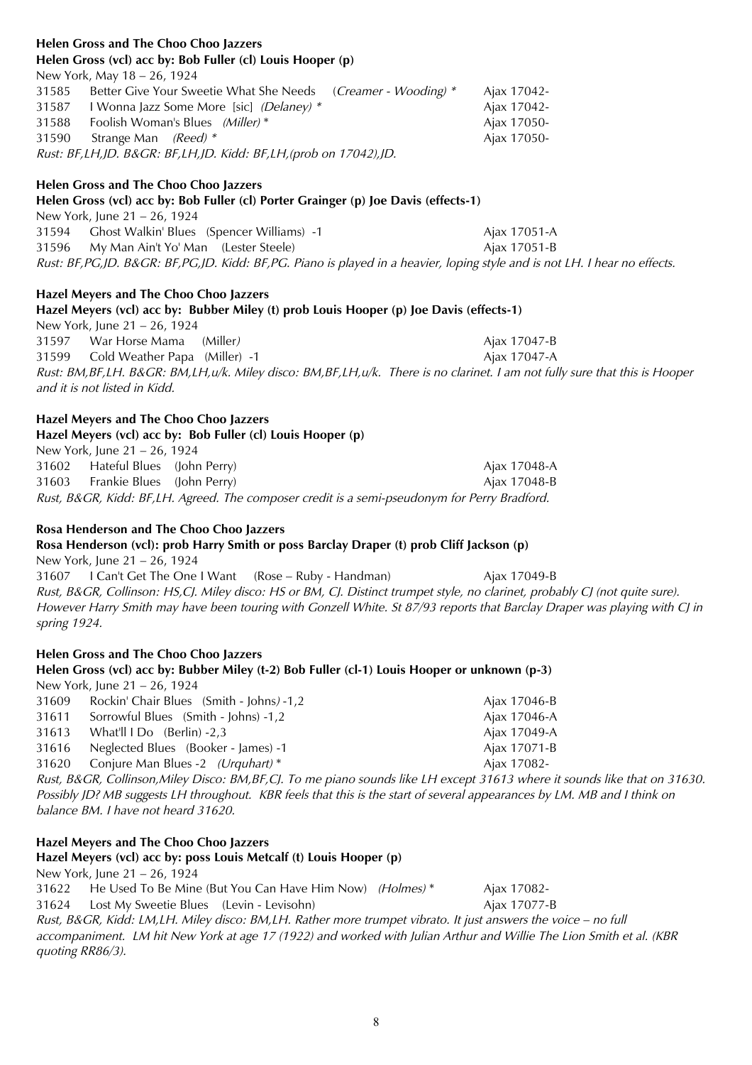**Helen Gross and The Choo Choo Jazzers**
**Helen Gross (vcl) acc by: Bob Fuller (cl) Louis Hooper (p)**
New York, May 18 – 26, 1924

| | | |
|---|---|---|
| 31585 | Better Give Your Sweetie What She Needs (*Creamer - Wooding) \** | Ajax 17042- |
| 31587 | I Wonna Jazz Some More [sic] *(Delaney) \** | Ajax 17042- |
| 31588 | Foolish Woman's Blues *(Miller) \** | Ajax 17050- |
| 31590 | Strange Man *(Reed) \** | Ajax 17050- |

*Rust: BF,LH,JD. B&GR: BF,LH,JD. Kidd: BF,LH,(prob on 17042),JD.*

**Helen Gross and The Choo Choo Jazzers**
**Helen Gross (vcl) acc by: Bob Fuller (cl) Porter Grainger (p) Joe Davis (effects-1)**
New York, June 21 – 26, 1924

| | | |
|---|---|---|
| 31594 | Ghost Walkin' Blues (Spencer Williams) -1 | Ajax 17051-A |
| 31596 | My Man Ain't Yo' Man (Lester Steele) | Ajax 17051-B |

*Rust: BF,PG,JD. B&GR: BF,PG,JD. Kidd: BF,PG. Piano is played in a heavier, loping style and is not LH. I hear no effects.*

**Hazel Meyers and The Choo Choo Jazzers**
**Hazel Meyers (vcl) acc by: Bubber Miley (t) prob Louis Hooper (p) Joe Davis (effects-1)**
New York, June 21 – 26, 1924

| | | |
|---|---|---|
| 31597 | War Horse Mama (Miller) | Ajax 17047-B |
| 31599 | Cold Weather Papa (Miller) -1 | Ajax 17047-A |

*Rust: BM,BF,LH. B&GR: BM,LH,u/k. Miley disco: BM,BF,LH,u/k. There is no clarinet. I am not fully sure that this is Hooper and it is not listed in Kidd.*

**Hazel Meyers and The Choo Choo Jazzers**
**Hazel Meyers (vcl) acc by: Bob Fuller (cl) Louis Hooper (p)**
New York, June 21 – 26, 1924

| | | |
|---|---|---|
| 31602 | Hateful Blues (John Perry) | Ajax 17048-A |
| 31603 | Frankie Blues (John Perry) | Ajax 17048-B |

*Rust, B&GR, Kidd: BF,LH. Agreed. The composer credit is a semi-pseudonym for Perry Bradford.*

**Rosa Henderson and The Choo Choo Jazzers**
**Rosa Henderson (vcl): prob Harry Smith or poss Barclay Draper (t) prob Cliff Jackson (p)**
New York, June 21 – 26, 1924

| | | |
|---|---|---|
| 31607 | I Can't Get The One I Want (Rose – Ruby - Handman) | Ajax 17049-B |

*Rust, B&GR, Collinson: HS,CJ. Miley disco: HS or BM, CJ. Distinct trumpet style, no clarinet, probably CJ (not quite sure). However Harry Smith may have been touring with Gonzell White. St 87/93 reports that Barclay Draper was playing with CJ in spring 1924.*

**Helen Gross and The Choo Choo Jazzers**
**Helen Gross (vcl) acc by: Bubber Miley (t-2) Bob Fuller (cl-1) Louis Hooper or unknown (p-3)**
New York, June 21 – 26, 1924

| | | |
|---|---|---|
| 31609 | Rockin' Chair Blues (Smith - Johns) -1,2 | Ajax 17046-B |
| 31611 | Sorrowful Blues (Smith - Johns) -1,2 | Ajax 17046-A |
| 31613 | What'll I Do (Berlin) -2,3 | Ajax 17049-A |
| 31616 | Neglected Blues (Booker - James) -1 | Ajax 17071-B |
| 31620 | Conjure Man Blues -2 *(Urquhart) \** | Ajax 17082- |

*Rust, B&GR, Collinson,Miley Disco: BM,BF,CJ. To me piano sounds like LH except 31613 where it sounds like that on 31630. Possibly JD? MB suggests LH throughout. KBR feels that this is the start of several appearances by LM. MB and I think on balance BM. I have not heard 31620.*

**Hazel Meyers and The Choo Choo Jazzers**
**Hazel Meyers (vcl) acc by: poss Louis Metcalf (t) Louis Hooper (p)**
New York, June 21 – 26, 1924

| | | |
|---|---|---|
| 31622 | He Used To Be Mine (But You Can Have Him Now) *(Holmes) \** | Ajax 17082- |
| 31624 | Lost My Sweetie Blues (Levin - Levisohn) | Ajax 17077-B |

*Rust, B&GR, Kidd: LM,LH. Miley disco: BM,LH. Rather more trumpet vibrato. It just answers the voice – no full accompaniment. LM hit New York at age 17 (1922) and worked with Julian Arthur and Willie The Lion Smith et al. (KBR quoting RR86/3).*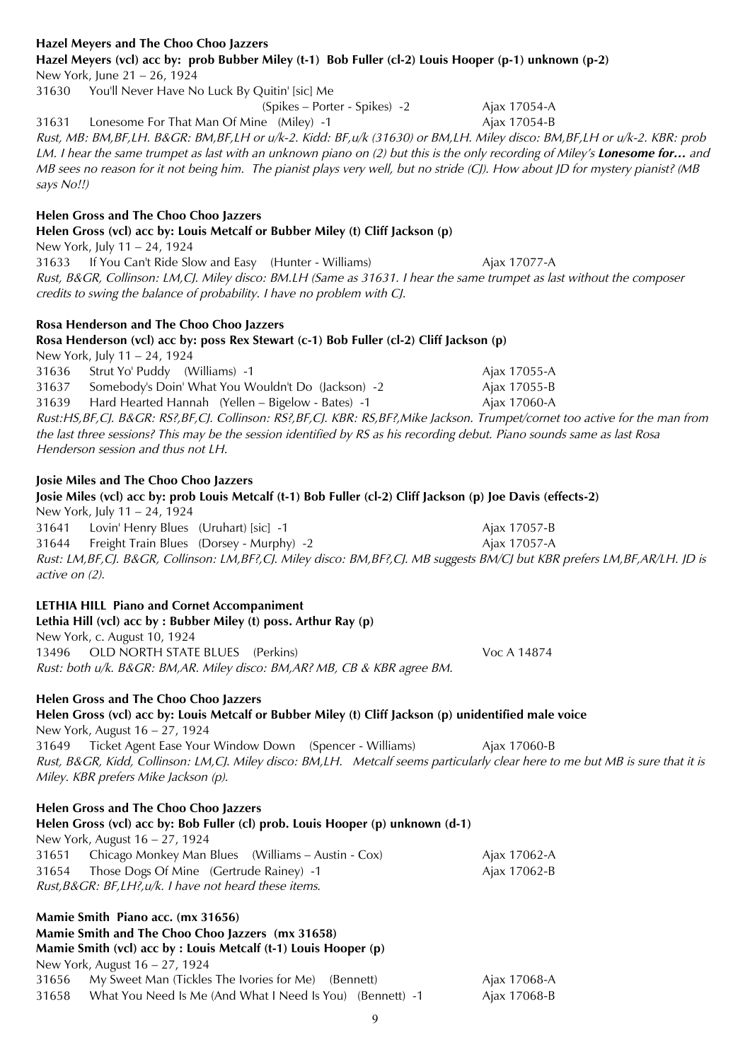**Hazel Meyers and The Choo Choo Jazzers**

**Hazel Meyers (vcl) acc by: prob Bubber Miley (t-1) Bob Fuller (cl-2) Louis Hooper (p-1) unknown (p-2)**

New York, June 21 – 26, 1924

31630 You'll Never Have No Luck By Quitin' [sic] Me (Spikes – Porter - Spikes) -2 Ajax 17054-A

31631 Lonesome For That Man Of Mine (Miley) -1 Ajax 17054-B

*Rust, MB: BM,BF,LH. B&GR: BM,BF,LH or u/k-2. Kidd: BF,u/k (31630) or BM,LH. Miley disco: BM,BF,LH or u/k-2. KBR: prob LM. I hear the same trumpet as last with an unknown piano on (2) but this is the only recording of Miley's* ***Lonesome for…*** *and MB sees no reason for it not being him. The pianist plays very well, but no stride (CJ). How about JD for mystery pianist? (MB says No!!)*

**Helen Gross and The Choo Choo Jazzers**

**Helen Gross (vcl) acc by: Louis Metcalf or Bubber Miley (t) Cliff Jackson (p)**

New York, July 11 – 24, 1924

31633 If You Can't Ride Slow and Easy (Hunter - Williams) Ajax 17077-A

*Rust, B&GR, Collinson: LM,CJ. Miley disco: BM.LH (Same as 31631. I hear the same trumpet as last without the composer credits to swing the balance of probability. I have no problem with CJ.*

**Rosa Henderson and The Choo Choo Jazzers**

**Rosa Henderson (vcl) acc by: poss Rex Stewart (c-1) Bob Fuller (cl-2) Cliff Jackson (p)**

New York, July 11 – 24, 1924

31636 Strut Yo' Puddy (Williams) -1 Ajax 17055-A

31637 Somebody's Doin' What You Wouldn't Do (Jackson) -2 Ajax 17055-B

31639 Hard Hearted Hannah (Yellen – Bigelow - Bates) -1 Ajax 17060-A

*Rust:HS,BF,CJ. B&GR: RS?,BF,CJ. Collinson: RS?,BF,CJ. KBR: RS,BF?,Mike Jackson. Trumpet/cornet too active for the man from the last three sessions? This may be the session identified by RS as his recording debut. Piano sounds same as last Rosa Henderson session and thus not LH.*

**Josie Miles and The Choo Choo Jazzers**

**Josie Miles (vcl) acc by: prob Louis Metcalf (t-1) Bob Fuller (cl-2) Cliff Jackson (p) Joe Davis (effects-2)**

New York, July 11 – 24, 1924

31641 Lovin' Henry Blues (Uruhart) [sic] -1 Ajax 17057-B

31644 Freight Train Blues (Dorsey - Murphy) -2 Ajax 17057-A

*Rust: LM,BF,CJ. B&GR, Collinson: LM,BF?,CJ. Miley disco: BM,BF?,CJ. MB suggests BM/CJ but KBR prefers LM,BF,AR/LH. JD is active on (2).*

**LETHIA HILL Piano and Cornet Accompaniment**

**Lethia Hill (vcl) acc by : Bubber Miley (t) poss. Arthur Ray (p)**

New York, c. August 10, 1924

13496 OLD NORTH STATE BLUES (Perkins) Voc A 14874

*Rust: both u/k. B&GR: BM,AR. Miley disco: BM,AR? MB, CB & KBR agree BM.*

**Helen Gross and The Choo Choo Jazzers**

**Helen Gross (vcl) acc by: Louis Metcalf or Bubber Miley (t) Cliff Jackson (p) unidentified male voice**

New York, August 16 – 27, 1924

31649 Ticket Agent Ease Your Window Down (Spencer - Williams) Ajax 17060-B

*Rust, B&GR, Kidd, Collinson: LM,CJ. Miley disco: BM,LH. Metcalf seems particularly clear here to me but MB is sure that it is Miley. KBR prefers Mike Jackson (p).*

**Helen Gross and The Choo Choo Jazzers**

**Helen Gross (vcl) acc by: Bob Fuller (cl) prob. Louis Hooper (p) unknown (d-1)**

New York, August 16 – 27, 1924

31651 Chicago Monkey Man Blues (Williams – Austin - Cox) Ajax 17062-A

31654 Those Dogs Of Mine (Gertrude Rainey) -1 Ajax 17062-B

*Rust,B&GR: BF,LH?,u/k. I have not heard these items.*

**Mamie Smith Piano acc. (mx 31656)**

**Mamie Smith and The Choo Choo Jazzers (mx 31658)**

**Mamie Smith (vcl) acc by : Louis Metcalf (t-1) Louis Hooper (p)**

New York, August 16 – 27, 1924

31656 My Sweet Man (Tickles The Ivories for Me) (Bennett) Ajax 17068-A

31658 What You Need Is Me (And What I Need Is You) (Bennett) -1 Ajax 17068-B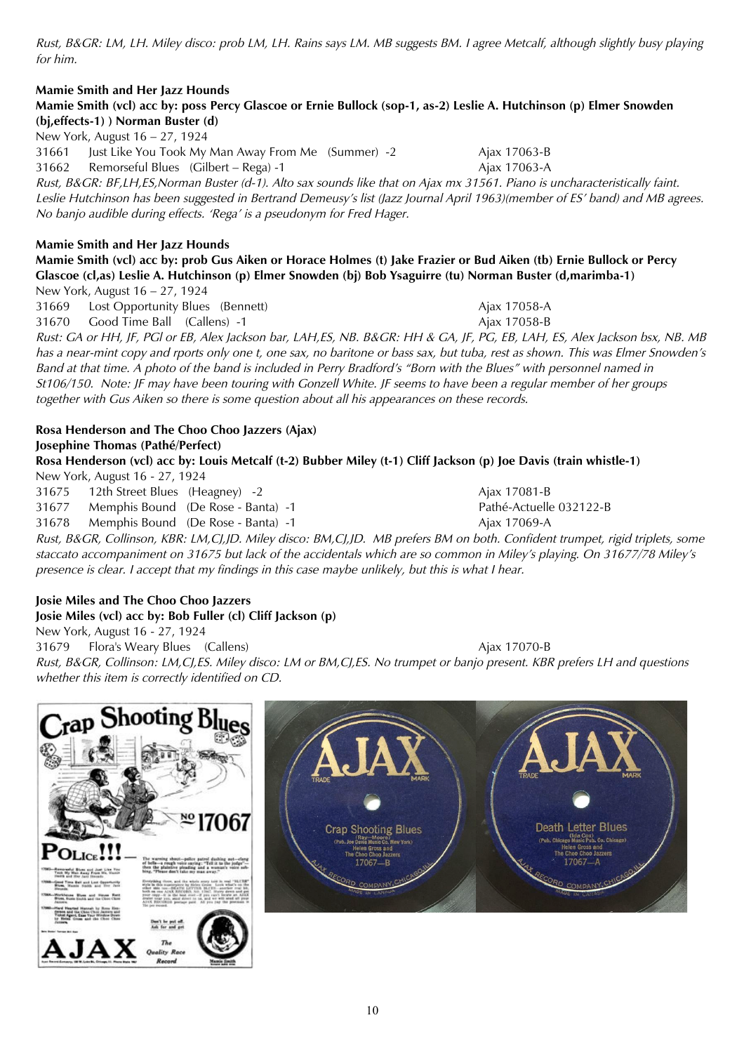*Rust, B&GR: LM, LH. Miley disco: prob LM, LH. Rains says LM. MB suggests BM. I agree Metcalf, although slightly busy playing for him.*

**Mamie Smith and Her Jazz Hounds**
**Mamie Smith (vcl) acc by: poss Percy Glascoe or Ernie Bullock (sop-1, as-2) Leslie A. Hutchinson (p) Elmer Snowden (bj,effects-1) ) Norman Buster (d)**
New York, August 16 – 27, 1924

| | | |
|---|---|---|
| 31661 | Just Like You Took My Man Away From Me (Summer) -2 | Ajax 17063-B |
| 31662 | Remorseful Blues (Gilbert – Rega) -1 | Ajax 17063-A |

*Rust, B&GR: BF,LH,ES,Norman Buster (d-1). Alto sax sounds like that on Ajax mx 31561. Piano is uncharacteristically faint. Leslie Hutchinson has been suggested in Bertrand Demeusy's list (Jazz Journal April 1963)(member of ES' band) and MB agrees. No banjo audible during effects. 'Rega' is a pseudonym for Fred Hager.*

**Mamie Smith and Her Jazz Hounds**
**Mamie Smith (vcl) acc by: prob Gus Aiken or Horace Holmes (t) Jake Frazier or Bud Aiken (tb) Ernie Bullock or Percy Glascoe (cl,as) Leslie A. Hutchinson (p) Elmer Snowden (bj) Bob Ysaguirre (tu) Norman Buster (d,marimba-1)**
New York, August 16 – 27, 1924

| | | |
|---|---|---|
| 31669 | Lost Opportunity Blues (Bennett) | Ajax 17058-A |
| 31670 | Good Time Ball (Callens) -1 | Ajax 17058-B |

*Rust: GA or HH, JF, PGl or EB, Alex Jackson bar, LAH,ES, NB. B&GR: HH & GA, JF, PG, EB, LAH, ES, Alex Jackson bsx, NB. MB has a near-mint copy and rports only one t, one sax, no baritone or bass sax, but tuba, rest as shown. This was Elmer Snowden's Band at that time. A photo of the band is included in Perry Bradford's "Born with the Blues" with personnel named in St106/150. Note: JF may have been touring with Gonzell White. JF seems to have been a regular member of her groups together with Gus Aiken so there is some question about all his appearances on these records.*

**Rosa Henderson and The Choo Choo Jazzers (Ajax)**
**Josephine Thomas (Pathé/Perfect)**
**Rosa Henderson (vcl) acc by: Louis Metcalf (t-2) Bubber Miley (t-1) Cliff Jackson (p) Joe Davis (train whistle-1)**
New York, August 16 - 27, 1924

| | | |
|---|---|---|
| 31675 | 12th Street Blues (Heagney) -2 | Ajax 17081-B |
| 31677 | Memphis Bound (De Rose - Banta) -1 | Pathé-Actuelle 032122-B |
| 31678 | Memphis Bound (De Rose - Banta) -1 | Ajax 17069-A |

*Rust, B&GR, Collinson, KBR: LM,CJ,JD. Miley disco: BM,CJ,JD. MB prefers BM on both. Confident trumpet, rigid triplets, some staccato accompaniment on 31675 but lack of the accidentals which are so common in Miley's playing. On 31677/78 Miley's presence is clear. I accept that my findings in this case maybe unlikely, but this is what I hear.*

**Josie Miles and The Choo Choo Jazzers**
**Josie Miles (vcl) acc by: Bob Fuller (cl) Cliff Jackson (p)**
New York, August 16 - 27, 1924

| | | |
|---|---|---|
| 31679 | Flora's Weary Blues (Callens) | Ajax 17070-B |

*Rust, B&GR, Collinson: LM,CJ,ES. Miley disco: LM or BM,CJ,ES. No trumpet or banjo present. KBR prefers LH and questions whether this item is correctly identified on CD.*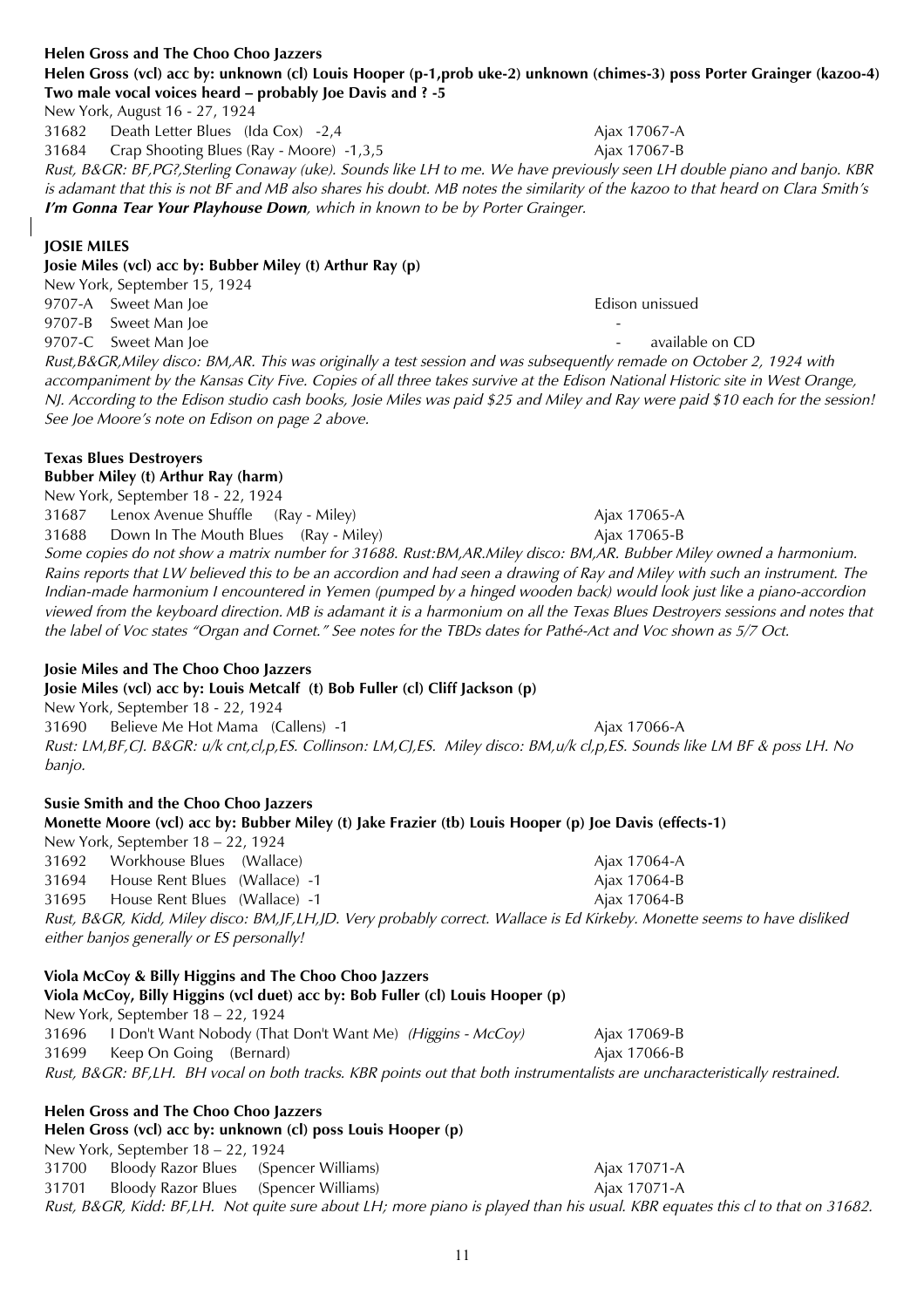**Helen Gross and The Choo Choo Jazzers**

**Helen Gross (vcl) acc by: unknown (cl) Louis Hooper (p-1,prob uke-2) unknown (chimes-3) poss Porter Grainger (kazoo-4) Two male vocal voices heard – probably Joe Davis and ? -5**

New York, August 16 - 27, 1924

| | | |
|---|---|---|
| 31682 | Death Letter Blues (Ida Cox) -2,4 | Ajax 17067-A |
| 31684 | Crap Shooting Blues (Ray - Moore) -1,3,5 | Ajax 17067-B |

*Rust, B&GR: BF,PG?,Sterling Conaway (uke). Sounds like LH to me. We have previously seen LH double piano and banjo. KBR is adamant that this is not BF and MB also shares his doubt. MB notes the similarity of the kazoo to that heard on Clara Smith's* ***I'm Gonna Tear Your Playhouse Down****, which in known to be by Porter Grainger.*

**JOSIE MILES**

**Josie Miles (vcl) acc by: Bubber Miley (t) Arthur Ray (p)**

New York, September 15, 1924

| | | |
|---|---|---|
| 9707-A | Sweet Man Joe | Edison unissued |
| 9707-B | Sweet Man Joe | - |
| 9707-C | Sweet Man Joe | - available on CD |

*Rust,B&GR,Miley disco: BM,AR. This was originally a test session and was subsequently remade on October 2, 1924 with accompaniment by the Kansas City Five. Copies of all three takes survive at the Edison National Historic site in West Orange, NJ. According to the Edison studio cash books, Josie Miles was paid $25 and Miley and Ray were paid $10 each for the session! See Joe Moore's note on Edison on page 2 above.*

**Texas Blues Destroyers**

**Bubber Miley (t) Arthur Ray (harm)**

New York, September 18 - 22, 1924

| | | |
|---|---|---|
| 31687 | Lenox Avenue Shuffle (Ray - Miley) | Ajax 17065-A |
| 31688 | Down In The Mouth Blues (Ray - Miley) | Ajax 17065-B |

*Some copies do not show a matrix number for 31688. Rust:BM,AR.Miley disco: BM,AR. Bubber Miley owned a harmonium. Rains reports that LW believed this to be an accordion and had seen a drawing of Ray and Miley with such an instrument. The Indian-made harmonium I encountered in Yemen (pumped by a hinged wooden back) would look just like a piano-accordion viewed from the keyboard direction. MB is adamant it is a harmonium on all the Texas Blues Destroyers sessions and notes that the label of Voc states "Organ and Cornet." See notes for the TBDs dates for Pathé-Act and Voc shown as 5/7 Oct.*

**Josie Miles and The Choo Choo Jazzers**

**Josie Miles (vcl) acc by: Louis Metcalf (t) Bob Fuller (cl) Cliff Jackson (p)**

New York, September 18 - 22, 1924

| | | |
|---|---|---|
| 31690 | Believe Me Hot Mama (Callens) -1 | Ajax 17066-A |

*Rust: LM,BF,CJ. B&GR: u/k cnt,cl,p,ES. Collinson: LM,CJ,ES. Miley disco: BM,u/k cl,p,ES. Sounds like LM BF & poss LH. No banjo.*

**Susie Smith and the Choo Choo Jazzers**

**Monette Moore (vcl) acc by: Bubber Miley (t) Jake Frazier (tb) Louis Hooper (p) Joe Davis (effects-1)**

New York, September 18 – 22, 1924

| | | |
|---|---|---|
| 31692 | Workhouse Blues (Wallace) | Ajax 17064-A |
| 31694 | House Rent Blues (Wallace) -1 | Ajax 17064-B |
| 31695 | House Rent Blues (Wallace) -1 | Ajax 17064-B |

*Rust, B&GR, Kidd, Miley disco: BM,JF,LH,JD. Very probably correct. Wallace is Ed Kirkeby. Monette seems to have disliked either banjos generally or ES personally!*

**Viola McCoy & Billy Higgins and The Choo Choo Jazzers**

**Viola McCoy, Billy Higgins (vcl duet) acc by: Bob Fuller (cl) Louis Hooper (p)**

New York, September 18 – 22, 1924

| | | |
|---|---|---|
| 31696 | I Don't Want Nobody (That Don't Want Me) *(Higgins - McCoy)* | Ajax 17069-B |
| 31699 | Keep On Going (Bernard) | Ajax 17066-B |

*Rust, B&GR: BF,LH. BH vocal on both tracks. KBR points out that both instrumentalists are uncharacteristically restrained.*

**Helen Gross and The Choo Choo Jazzers**

**Helen Gross (vcl) acc by: unknown (cl) poss Louis Hooper (p)**

New York, September 18 – 22, 1924

| | | |
|---|---|---|
| 31700 | Bloody Razor Blues (Spencer Williams) | Ajax 17071-A |
| 31701 | Bloody Razor Blues (Spencer Williams) | Ajax 17071-A |

*Rust, B&GR, Kidd: BF,LH. Not quite sure about LH; more piano is played than his usual. KBR equates this cl to that on 31682.*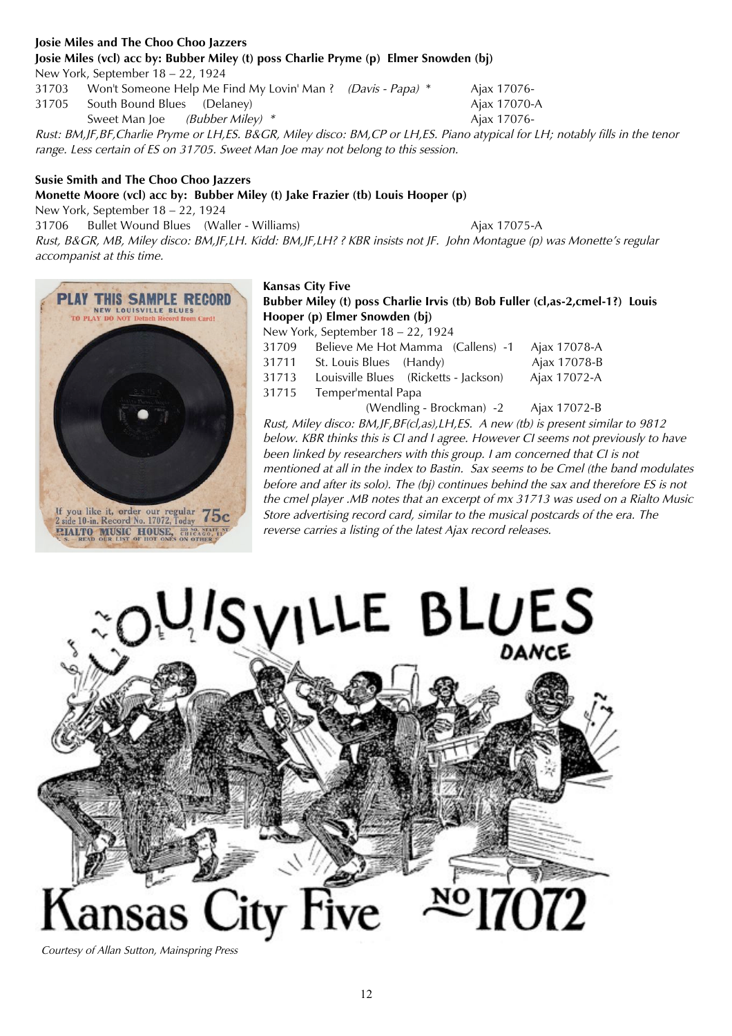**Josie Miles and The Choo Choo Jazzers**

**Josie Miles (vcl) acc by: Bubber Miley (t) poss Charlie Pryme (p) Elmer Snowden (bj)**

New York, September 18 – 22, 1924

| | | |
|---|---|---|
| 31703 | Won't Someone Help Me Find My Lovin' Man ? *(Davis - Papa)* * | Ajax 17076- |
| 31705 | South Bound Blues (Delaney) | Ajax 17070-A |
| | Sweet Man Joe *(Bubber Miley)* * | Ajax 17076- |

*Rust: BM,JF,BF,Charlie Pryme or LH,ES. B&GR, Miley disco: BM,CP or LH,ES. Piano atypical for LH; notably fills in the tenor range. Less certain of ES on 31705. Sweet Man Joe may not belong to this session.*

**Susie Smith and The Choo Choo Jazzers**

**Monette Moore (vcl) acc by: Bubber Miley (t) Jake Frazier (tb) Louis Hooper (p)**

New York, September 18 – 22, 1924

| | | |
|---|---|---|
| 31706 | Bullet Wound Blues (Waller - Williams) | Ajax 17075-A |

*Rust, B&GR, MB, Miley disco: BM,JF,LH. Kidd: BM,JF,LH? ? KBR insists not JF. John Montague (p) was Monette's regular accompanist at this time.*

**Kansas City Five**

**Bubber Miley (t) poss Charlie Irvis (tb) Bob Fuller (cl,as-2,cmel-1?) Louis Hooper (p) Elmer Snowden (bj)**

New York, September 18 – 22, 1924

| | | |
|---|---|---|
| 31709 | Believe Me Hot Mamma (Callens) -1 | Ajax 17078-A |
| 31711 | St. Louis Blues (Handy) | Ajax 17078-B |
| 31713 | Louisville Blues (Ricketts - Jackson) | Ajax 17072-A |
| 31715 | Temper'mental Papa (Wendling - Brockman) -2 | Ajax 17072-B |

*Rust, Miley disco: BM,JF,BF(cl,as),LH,ES. A new (tb) is present similar to 9812 below. KBR thinks this is CI and I agree. However CI seems not previously to have been linked by researchers with this group. I am concerned that CI is not mentioned at all in the index to Bastin. Sax seems to be Cmel (the band modulates before and after its solo). The (bj) continues behind the sax and therefore ES is not the cmel player .MB notes that an excerpt of mx 31713 was used on a Rialto Music Store advertising record card, similar to the musical postcards of the era. The reverse carries a listing of the latest Ajax record releases.*

*Courtesy of Allan Sutton, Mainspring Press*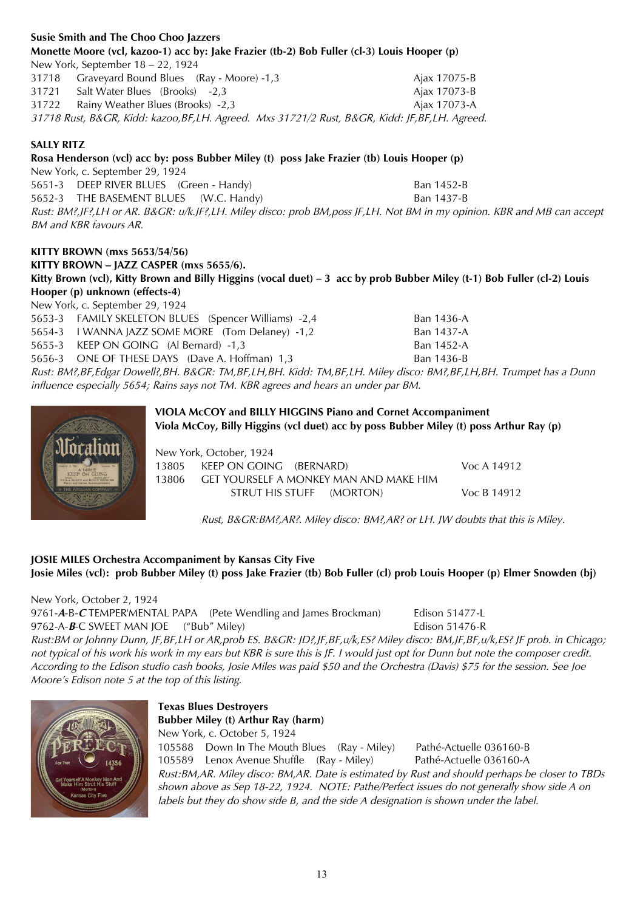**Susie Smith and The Choo Choo Jazzers**

**Monette Moore (vcl, kazoo-1) acc by: Jake Frazier (tb-2) Bob Fuller (cl-3) Louis Hooper (p)**

New York, September 18 – 22, 1924

| | | |
|---|---|---|
| 31718 | Graveyard Bound Blues (Ray - Moore) -1,3 | Ajax 17075-B |
| 31721 | Salt Water Blues (Brooks) -2,3 | Ajax 17073-B |
| 31722 | Rainy Weather Blues (Brooks) -2,3 | Ajax 17073-A |

*31718 Rust, B&GR, Kidd: kazoo,BF,LH. Agreed. Mxs 31721/2 Rust, B&GR, Kidd: JF,BF,LH. Agreed.*

**SALLY RITZ**

**Rosa Henderson (vcl) acc by: poss Bubber Miley (t) poss Jake Frazier (tb) Louis Hooper (p)**

New York, c. September 29, 1924

| | | |
|---|---|---|
| 5651-3 | DEEP RIVER BLUES (Green - Handy) | Ban 1452-B |
| 5652-3 | THE BASEMENT BLUES (W.C. Handy) | Ban 1437-B |

*Rust: BM?,JF?,LH or AR. B&GR: u/k.JF?,LH. Miley disco: prob BM,poss JF,LH. Not BM in my opinion. KBR and MB can accept BM and KBR favours AR.*

**KITTY BROWN (mxs 5653/54/56)**

**KITTY BROWN – JAZZ CASPER (mxs 5655/6).**

**Kitty Brown (vcl), Kitty Brown and Billy Higgins (vocal duet) – 3 acc by prob Bubber Miley (t-1) Bob Fuller (cl-2) Louis Hooper (p) unknown (effects-4)**

New York, c. September 29, 1924

| | | |
|---|---|---|
| 5653-3 | FAMILY SKELETON BLUES (Spencer Williams) -2,4 | Ban 1436-A |
| 5654-3 | I WANNA JAZZ SOME MORE (Tom Delaney) -1,2 | Ban 1437-A |
| 5655-3 | KEEP ON GOING (Al Bernard) -1,3 | Ban 1452-A |
| 5656-3 | ONE OF THESE DAYS (Dave A. Hoffman) 1,3 | Ban 1436-B |

*Rust: BM?,BF,Edgar Dowell?,BH. B&GR: TM,BF,LH,BH. Kidd: TM,BF,LH. Miley disco: BM?,BF,LH,BH. Trumpet has a Dunn influence especially 5654; Rains says not TM. KBR agrees and hears an under par BM.*

**VIOLA McCOY and BILLY HIGGINS Piano and Cornet Accompaniment**

**Viola McCoy, Billy Higgins (vcl duet) acc by poss Bubber Miley (t) poss Arthur Ray (p)**

New York, October, 1924

| | | |
|---|---|---|
| 13805 | KEEP ON GOING (BERNARD) | Voc A 14912 |
| 13806 | GET YOURSELF A MONKEY MAN AND MAKE HIM STRUT HIS STUFF (MORTON) | Voc B 14912 |

*Rust, B&GR:BM?,AR?. Miley disco: BM?,AR? or LH. JW doubts that this is Miley.*

**JOSIE MILES Orchestra Accompaniment by Kansas City Five**

**Josie Miles (vcl): prob Bubber Miley (t) poss Jake Frazier (tb) Bob Fuller (cl) prob Louis Hooper (p) Elmer Snowden (bj)**

New York, October 2, 1924

| | | |
|---|---|---|
| 9761-***A***-B-***C*** | TEMPER'MENTAL PAPA (Pete Wendling and James Brockman) | Edison 51477-L |
| 9762-A-***B***-C | SWEET MAN JOE ("Bub" Miley) | Edison 51476-R |

*Rust:BM or Johnny Dunn, JF,BF,LH or AR,prob ES. B&GR: JD?,JF,BF,u/k,ES? Miley disco: BM,JF,BF,u/k,ES? JF prob. in Chicago; not typical of his work his work in my ears but KBR is sure this is JF. I would just opt for Dunn but note the composer credit. According to the Edison studio cash books, Josie Miles was paid $50 and the Orchestra (Davis) $75 for the session. See Joe Moore's Edison note 5 at the top of this listing.*

**Texas Blues Destroyers**

**Bubber Miley (t) Arthur Ray (harm)**

New York, c. October 5, 1924

| | | |
|---|---|---|
| 105588 | Down In The Mouth Blues (Ray - Miley) | Pathé-Actuelle 036160-B |
| 105589 | Lenox Avenue Shuffle (Ray - Miley) | Pathé-Actuelle 036160-A |

*Rust:BM,AR. Miley disco: BM,AR. Date is estimated by Rust and should perhaps be closer to TBDs shown above as Sep 18-22, 1924. NOTE: Pathe/Perfect issues do not generally show side A on labels but they do show side B, and the side A designation is shown under the label.*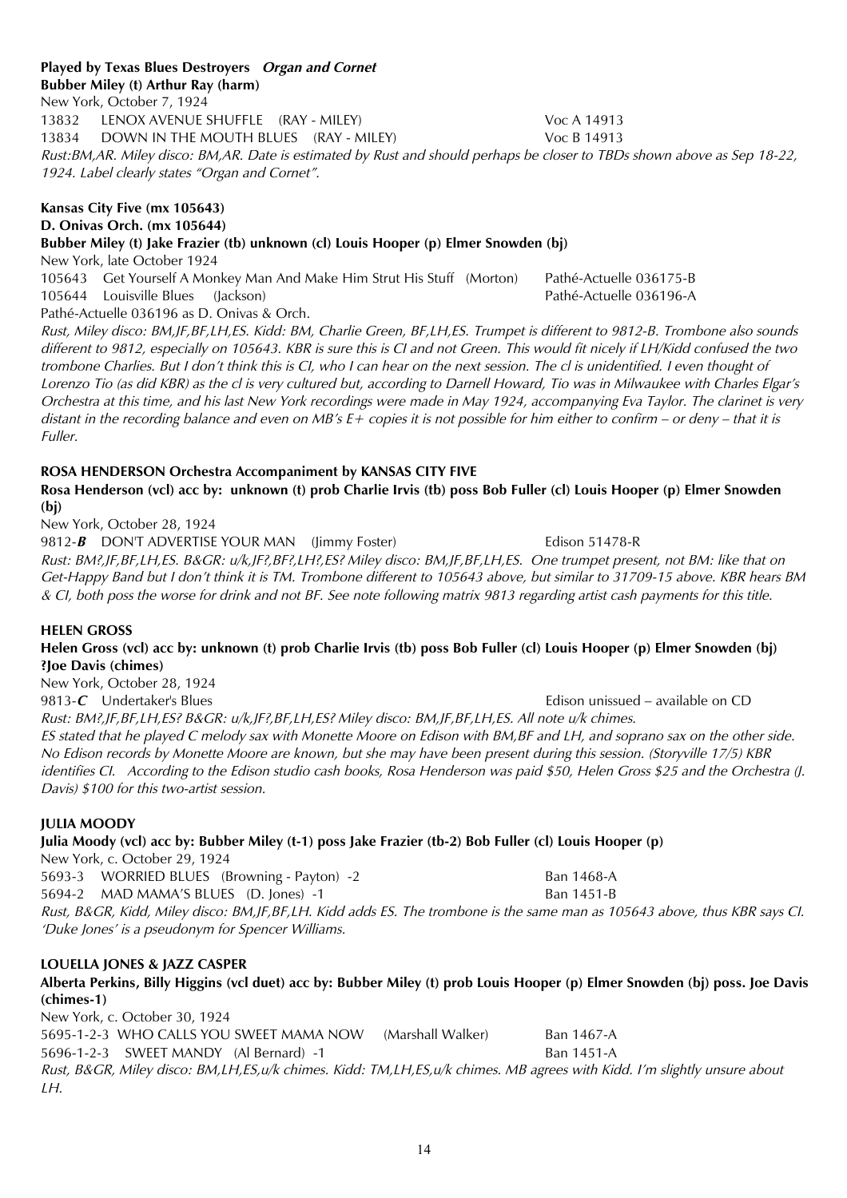**Played by Texas Blues Destroyers** ***Organ and Cornet***
**Bubber Miley (t) Arthur Ray (harm)**
New York, October 7, 1924

13832 LENOX AVENUE SHUFFLE (RAY - MILEY) Voc A 14913
13834 DOWN IN THE MOUTH BLUES (RAY - MILEY) Voc B 14913

*Rust:BM,AR. Miley disco: BM,AR. Date is estimated by Rust and should perhaps be closer to TBDs shown above as Sep 18-22, 1924. Label clearly states "Organ and Cornet".*

**Kansas City Five (mx 105643)**
**D. Onivas Orch. (mx 105644)**
**Bubber Miley (t) Jake Frazier (tb) unknown (cl) Louis Hooper (p) Elmer Snowden (bj)**
New York, late October 1924

105643 Get Yourself A Monkey Man And Make Him Strut His Stuff (Morton) Pathé-Actuelle 036175-B
105644 Louisville Blues (Jackson) Pathé-Actuelle 036196-A

Pathé-Actuelle 036196 as D. Onivas & Orch.

*Rust, Miley disco: BM,JF,BF,LH,ES. Kidd: BM, Charlie Green, BF,LH,ES. Trumpet is different to 9812-B. Trombone also sounds different to 9812, especially on 105643. KBR is sure this is CI and not Green. This would fit nicely if LH/Kidd confused the two trombone Charlies. But I don't think this is CI, who I can hear on the next session. The cl is unidentified. I even thought of Lorenzo Tio (as did KBR) as the cl is very cultured but, according to Darnell Howard, Tio was in Milwaukee with Charles Elgar's Orchestra at this time, and his last New York recordings were made in May 1924, accompanying Eva Taylor. The clarinet is very distant in the recording balance and even on MB's E+ copies it is not possible for him either to confirm – or deny – that it is Fuller.*

**ROSA HENDERSON Orchestra Accompaniment by KANSAS CITY FIVE**
**Rosa Henderson (vcl) acc by: unknown (t) prob Charlie Irvis (tb) poss Bob Fuller (cl) Louis Hooper (p) Elmer Snowden (bj)**
New York, October 28, 1924

9812-***B*** DON'T ADVERTISE YOUR MAN (Jimmy Foster) Edison 51478-R

*Rust: BM?,JF,BF,LH,ES. B&GR: u/k,JF?,BF?,LH?,ES? Miley disco: BM,JF,BF,LH,ES. One trumpet present, not BM: like that on Get-Happy Band but I don't think it is TM. Trombone different to 105643 above, but similar to 31709-15 above. KBR hears BM & CI, both poss the worse for drink and not BF. See note following matrix 9813 regarding artist cash payments for this title.*

**HELEN GROSS**
**Helen Gross (vcl) acc by: unknown (t) prob Charlie Irvis (tb) poss Bob Fuller (cl) Louis Hooper (p) Elmer Snowden (bj) ?Joe Davis (chimes)**
New York, October 28, 1924

9813-***C*** Undertaker's Blues Edison unissued – available on CD

*Rust: BM?,JF,BF,LH,ES? B&GR: u/k,JF?,BF,LH,ES? Miley disco: BM,JF,BF,LH,ES. All note u/k chimes.*
*ES stated that he played C melody sax with Monette Moore on Edison with BM,BF and LH, and soprano sax on the other side. No Edison records by Monette Moore are known, but she may have been present during this session. (Storyville 17/5) KBR identifies CI. According to the Edison studio cash books, Rosa Henderson was paid $50, Helen Gross $25 and the Orchestra (J. Davis) $100 for this two-artist session.*

**JULIA MOODY**
**Julia Moody (vcl) acc by: Bubber Miley (t-1) poss Jake Frazier (tb-2) Bob Fuller (cl) Louis Hooper (p)**
New York, c. October 29, 1924

5693-3 WORRIED BLUES (Browning - Payton) -2 Ban 1468-A
5694-2 MAD MAMA'S BLUES (D. Jones) -1 Ban 1451-B

*Rust, B&GR, Kidd, Miley disco: BM,JF,BF,LH. Kidd adds ES. The trombone is the same man as 105643 above, thus KBR says CI. 'Duke Jones' is a pseudonym for Spencer Williams.*

**LOUELLA JONES & JAZZ CASPER**
**Alberta Perkins, Billy Higgins (vcl duet) acc by: Bubber Miley (t) prob Louis Hooper (p) Elmer Snowden (bj) poss. Joe Davis (chimes-1)**
New York, c. October 30, 1924

5695-1-2-3 WHO CALLS YOU SWEET MAMA NOW (Marshall Walker) Ban 1467-A
5696-1-2-3 SWEET MANDY (Al Bernard) -1 Ban 1451-A

*Rust, B&GR, Miley disco: BM,LH,ES,u/k chimes. Kidd: TM,LH,ES,u/k chimes. MB agrees with Kidd. I'm slightly unsure about LH.*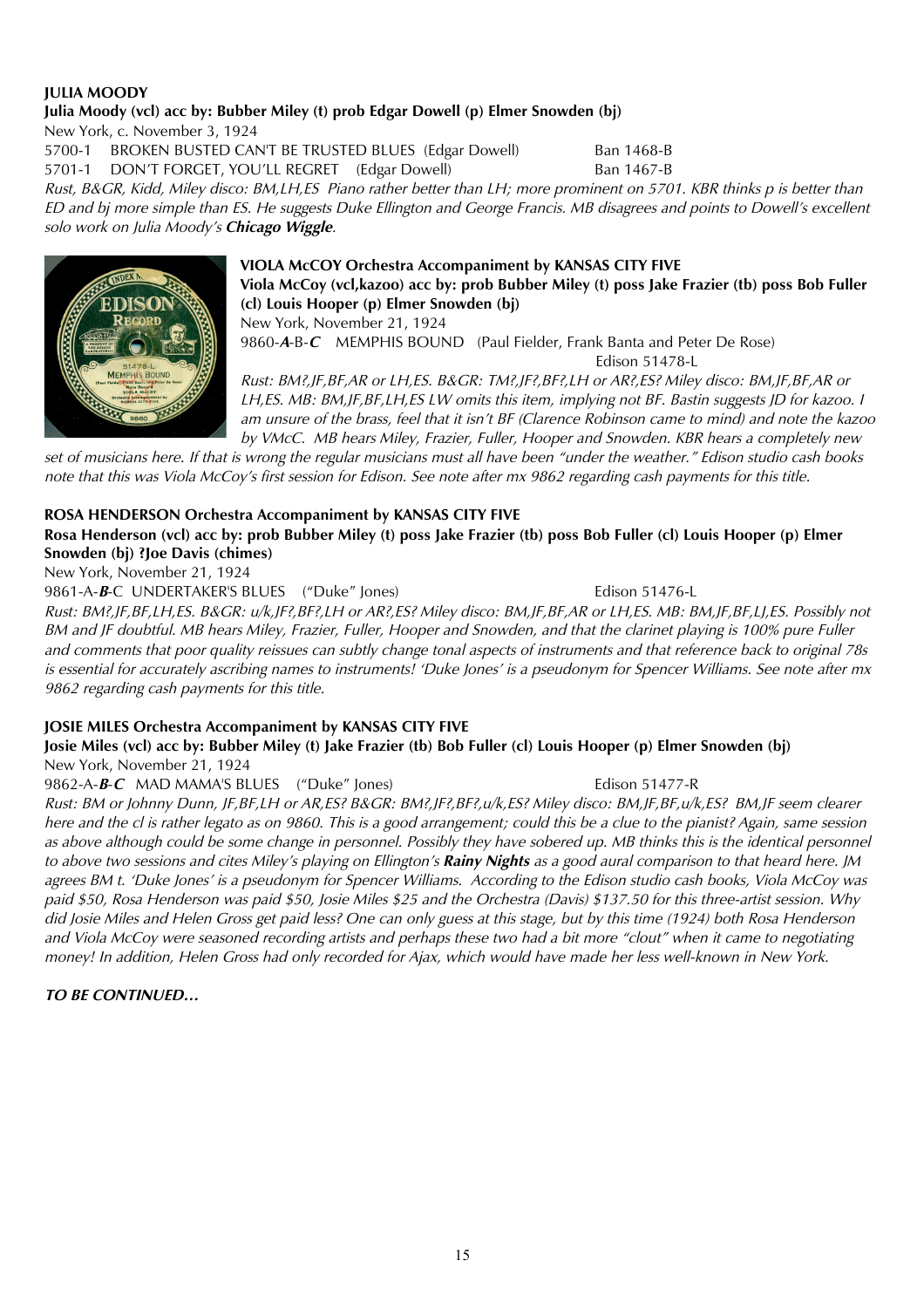**JULIA MOODY**

**Julia Moody (vcl) acc by: Bubber Miley (t) prob Edgar Dowell (p) Elmer Snowden (bj)**

New York, c. November 3, 1924

5700-1 BROKEN BUSTED CAN'T BE TRUSTED BLUES (Edgar Dowell) Ban 1468-B

5701-1 DON'T FORGET, YOU'LL REGRET (Edgar Dowell) Ban 1467-B

*Rust, B&GR, Kidd, Miley disco: BM,LH,ES Piano rather better than LH; more prominent on 5701. KBR thinks p is better than ED and bj more simple than ES. He suggests Duke Ellington and George Francis. MB disagrees and points to Dowell's excellent solo work on Julia Moody's* ***Chicago Wiggle****.*

**VIOLA McCOY Orchestra Accompaniment by KANSAS CITY FIVE**

**Viola McCoy (vcl,kazoo) acc by: prob Bubber Miley (t) poss Jake Frazier (tb) poss Bob Fuller (cl) Louis Hooper (p) Elmer Snowden (bj)**

New York, November 21, 1924

9860-***A***-B-***C*** MEMPHIS BOUND (Paul Fielder, Frank Banta and Peter De Rose) Edison 51478-L

*Rust: BM?,JF,BF,AR or LH,ES. B&GR: TM?,JF?,BF?,LH or AR?,ES? Miley disco: BM,JF,BF,AR or LH,ES. MB: BM,JF,BF,LH,ES LW omits this item, implying not BF. Bastin suggests JD for kazoo. I am unsure of the brass, feel that it isn't BF (Clarence Robinson came to mind) and note the kazoo by VMcC. MB hears Miley, Frazier, Fuller, Hooper and Snowden. KBR hears a completely new set of musicians here. If that is wrong the regular musicians must all have been "under the weather." Edison studio cash books note that this was Viola McCoy's first session for Edison. See note after mx 9862 regarding cash payments for this title.*

**ROSA HENDERSON Orchestra Accompaniment by KANSAS CITY FIVE**

**Rosa Henderson (vcl) acc by: prob Bubber Miley (t) poss Jake Frazier (tb) poss Bob Fuller (cl) Louis Hooper (p) Elmer Snowden (bj) ?Joe Davis (chimes)**

New York, November 21, 1924

9861-A-***B***-C UNDERTAKER'S BLUES ("Duke" Jones) Edison 51476-L

*Rust: BM?,JF,BF,LH,ES. B&GR: u/k,JF?,BF?,LH or AR?,ES? Miley disco: BM,JF,BF,AR or LH,ES. MB: BM,JF,BF,LJ,ES. Possibly not BM and JF doubtful. MB hears Miley, Frazier, Fuller, Hooper and Snowden, and that the clarinet playing is 100% pure Fuller and comments that poor quality reissues can subtly change tonal aspects of instruments and that reference back to original 78s is essential for accurately ascribing names to instruments! 'Duke Jones' is a pseudonym for Spencer Williams. See note after mx 9862 regarding cash payments for this title.*

**JOSIE MILES Orchestra Accompaniment by KANSAS CITY FIVE**

**Josie Miles (vcl) acc by: Bubber Miley (t) Jake Frazier (tb) Bob Fuller (cl) Louis Hooper (p) Elmer Snowden (bj)**

New York, November 21, 1924

9862-A-***B***-***C*** MAD MAMA'S BLUES ("Duke" Jones) Edison 51477-R

*Rust: BM or Johnny Dunn, JF,BF,LH or AR,ES? B&GR: BM?,JF?,BF?,u/k,ES? Miley disco: BM,JF,BF,u/k,ES? BM,JF seem clearer here and the cl is rather legato as on 9860. This is a good arrangement; could this be a clue to the pianist? Again, same session as above although could be some change in personnel. Possibly they have sobered up. MB thinks this is the identical personnel to above two sessions and cites Miley's playing on Ellington's* ***Rainy Nights*** *as a good aural comparison to that heard here. JM agrees BM t. 'Duke Jones' is a pseudonym for Spencer Williams. According to the Edison studio cash books, Viola McCoy was paid $50, Rosa Henderson was paid $50, Josie Miles $25 and the Orchestra (Davis) $137.50 for this three-artist session. Why did Josie Miles and Helen Gross get paid less? One can only guess at this stage, but by this time (1924) both Rosa Henderson and Viola McCoy were seasoned recording artists and perhaps these two had a bit more "clout" when it came to negotiating money! In addition, Helen Gross had only recorded for Ajax, which would have made her less well-known in New York.*

***TO BE CONTINUED…***